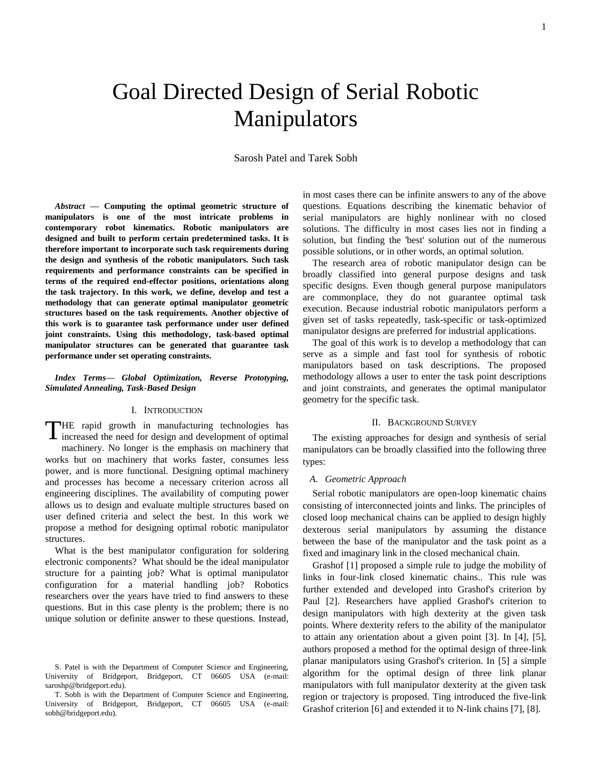# Goal Directed Design of Serial Robotic Manipulators

Sarosh Patel and Tarek Sobh

***Abstract* — Computing the optimal geometric structure of manipulators is one of the most intricate problems in contemporary robot kinematics. Robotic manipulators are designed and built to perform certain predetermined tasks. It is therefore important to incorporate such task requirements during the design and synthesis of the robotic manipulators. Such task requirements and performance constraints can be specified in terms of the required end-effector positions, orientations along the task trajectory. In this work, we define, develop and test a methodology that can generate optimal manipulator geometric structures based on the task requirements. Another objective of this work is to guarantee task performance under user defined joint constraints. Using this methodology, task-based optimal manipulator structures can be generated that guarantee task performance under set operating constraints.**

***Index Terms— Global Optimization, Reverse Prototyping, Simulated Annealing, Task-Based Design***

## I. Introduction

THE rapid growth in manufacturing technologies has increased the need for design and development of optimal machinery. No longer is the emphasis on machinery that works but on machinery that works faster, consumes less power, and is more functional. Designing optimal machinery and processes has become a necessary criterion across all engineering disciplines. The availability of computing power allows us to design and evaluate multiple structures based on user defined criteria and select the best. In this work we propose a method for designing optimal robotic manipulator structures.

What is the best manipulator configuration for soldering electronic components? What should be the ideal manipulator structure for a painting job? What is optimal manipulator configuration for a material handling job? Robotics researchers over the years have tried to find answers to these questions. But in this case plenty is the problem; there is no unique solution or definite answer to these questions. Instead, in most cases there can be infinite answers to any of the above questions. Equations describing the kinematic behavior of serial manipulators are highly nonlinear with no closed solutions. The difficulty in most cases lies not in finding a solution, but finding the 'best' solution out of the numerous possible solutions, or in other words, an optimal solution.

The research area of robotic manipulator design can be broadly classified into general purpose designs and task specific designs. Even though general purpose manipulators are commonplace, they do not guarantee optimal task execution. Because industrial robotic manipulators perform a given set of tasks repeatedly, task-specific or task-optimized manipulator designs are preferred for industrial applications.

The goal of this work is to develop a methodology that can serve as a simple and fast tool for synthesis of robotic manipulators based on task descriptions. The proposed methodology allows a user to enter the task point descriptions and joint constraints, and generates the optimal manipulator geometry for the specific task.

## II. Background Survey

The existing approaches for design and synthesis of serial manipulators can be broadly classified into the following three types:

### *A. Geometric Approach*

Serial robotic manipulators are open-loop kinematic chains consisting of interconnected joints and links. The principles of closed loop mechanical chains can be applied to design highly dexterous serial manipulators by assuming the distance between the base of the manipulator and the task point as a fixed and imaginary link in the closed mechanical chain.

Grashof [1] proposed a simple rule to judge the mobility of links in four-link closed kinematic chains.. This rule was further extended and developed into Grashof's criterion by Paul [2]. Researchers have applied Grashof's criterion to design manipulators with high dexterity at the given task points. Where dexterity refers to the ability of the manipulator to attain any orientation about a given point [3]. In [4], [5], authors proposed a method for the optimal design of three-link planar manipulators using Grashof's criterion. In [5] a simple algorithm for the optimal design of three link planar manipulators with full manipulator dexterity at the given task region or trajectory is proposed. Ting introduced the five-link Grashof criterion [6] and extended it to N-link chains [7], [8].

S. Patel is with the Department of Computer Science and Engineering, University of Bridgeport, Bridgeport, CT 06605 USA (e-mail: saroshp@bridgeport.edu).

T. Sobh is with the Department of Computer Science and Engineering, University of Bridgeport, Bridgeport, CT 06605 USA (e-mail: sobh@bridgeport.edu).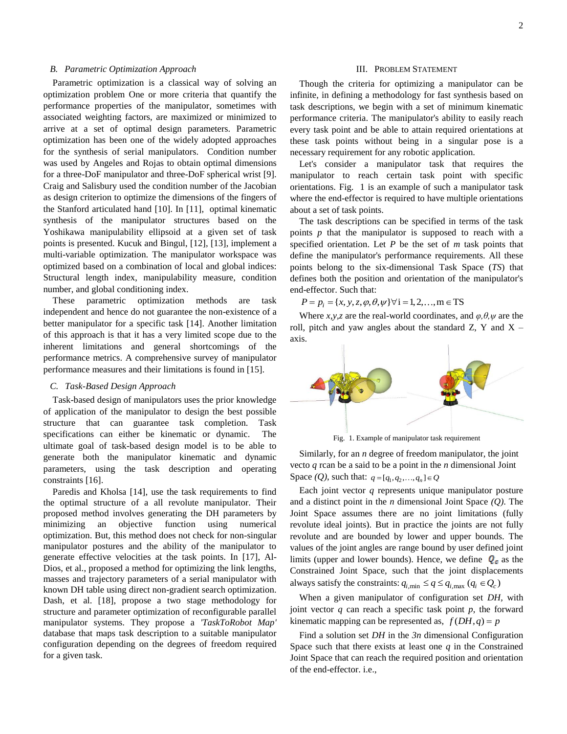### B. Parametric Optimization Approach

Parametric optimization is a classical way of solving an optimization problem One or more criteria that quantify the performance properties of the manipulator, sometimes with associated weighting factors, are maximized or minimized to arrive at a set of optimal design parameters. Parametric optimization has been one of the widely adopted approaches for the synthesis of serial manipulators. Condition number was used by Angeles and Rojas to obtain optimal dimensions for a three-DoF manipulator and three-DoF spherical wrist [9]. Craig and Salisbury used the condition number of the Jacobian as design criterion to optimize the dimensions of the fingers of the Stanford articulated hand [10]. In [11], optimal kinematic synthesis of the manipulator structures based on the Yoshikawa manipulability ellipsoid at a given set of task points is presented. Kucuk and Bingul, [12], [13], implement a multi-variable optimization. The manipulator workspace was optimized based on a combination of local and global indices: Structural length index, manipulability measure, condition number, and global conditioning index.

These parametric optimization methods are task independent and hence do not guarantee the non-existence of a better manipulator for a specific task [14]. Another limitation of this approach is that it has a very limited scope due to the inherent limitations and general shortcomings of the performance metrics. A comprehensive survey of manipulator performance measures and their limitations is found in [15].

### C. Task-Based Design Approach

Task-based design of manipulators uses the prior knowledge of application of the manipulator to design the best possible structure that can guarantee task completion. Task specifications can either be kinematic or dynamic. The ultimate goal of task-based design model is to be able to generate both the manipulator kinematic and dynamic parameters, using the task description and operating constraints [16].

Paredis and Kholsa [14], use the task requirements to find the optimal structure of a all revolute manipulator. Their proposed method involves generating the DH parameters by minimizing an objective function using numerical optimization. But, this method does not check for non-singular manipulator postures and the ability of the manipulator to generate effective velocities at the task points. In [17], Al-Dios, et al., proposed a method for optimizing the link lengths, masses and trajectory parameters of a serial manipulator with known DH table using direct non-gradient search optimization. Dash, et al. [18], propose a two stage methodology for structure and parameter optimization of reconfigurable parallel manipulator systems. They propose a *'TaskToRobot Map'* database that maps task description to a suitable manipulator configuration depending on the degrees of freedom required for a given task.

## III. Problem Statement

Though the criteria for optimizing a manipulator can be infinite, in defining a methodology for fast synthesis based on task descriptions, we begin with a set of minimum kinematic performance criteria. The manipulator's ability to easily reach every task point and be able to attain required orientations at these task points without being in a singular pose is a necessary requirement for any robotic application.

Let's consider a manipulator task that requires the manipulator to reach certain task point with specific orientations. Fig. 1 is an example of such a manipulator task where the end-effector is required to have multiple orientations about a set of task points.

The task descriptions can be specified in terms of the task points $p$ that the manipulator is supposed to reach with a specified orientation. Let $P$ be the set of $m$ task points that define the manipulator's performance requirements. All these points belong to the six-dimensional Task Space (*TS*) that defines both the position and orientation of the manipulator's end-effector. Such that:

$$P = p_i = \{x, y, z, \varphi, \theta, \psi\} \forall \mathrm{i} = 1, 2, \ldots, \mathrm{m} \in \mathrm{TS}$$

Where $x,y,z$ are the real-world coordinates, and $\varphi, \theta, \psi$ are the roll, pitch and yaw angles about the standard Z, Y and X – axis.

Fig. 1. Example of manipulator task requirement

Similarly, for an $n$ degree of freedom manipulator, the joint vecto $q$ rcan be a said to be a point in the $n$ dimensional Joint Space *(Q)*, such that: $q = [q_1, q_2, \ldots, q_n] \in Q$

Each joint vector $q$ represents unique manipulator posture and a distinct point in the $n$ dimensional Joint Space *(Q)*. The Joint Space assumes there are no joint limitations (fully revolute ideal joints). But in practice the joints are not fully revolute and are bounded by lower and upper bounds. The values of the joint angles are range bound by user defined joint limits (upper and lower bounds). Hence, we define $Q_c$ as the Constrained Joint Space, such that the joint displacements always satisfy the constraints: $q_{i,\min} \leq q \leq q_{i,\max}$ $(q_i \in Q_c)$

When a given manipulator of configuration set $DH$, with joint vector $q$ can reach a specific task point $p$, the forward kinematic mapping can be represented as, $f(DH, q) = p$

Find a solution set $DH$ in the $3n$ dimensional Configuration Space such that there exists at least one $q$ in the Constrained Joint Space that can reach the required position and orientation of the end-effector. i.e.,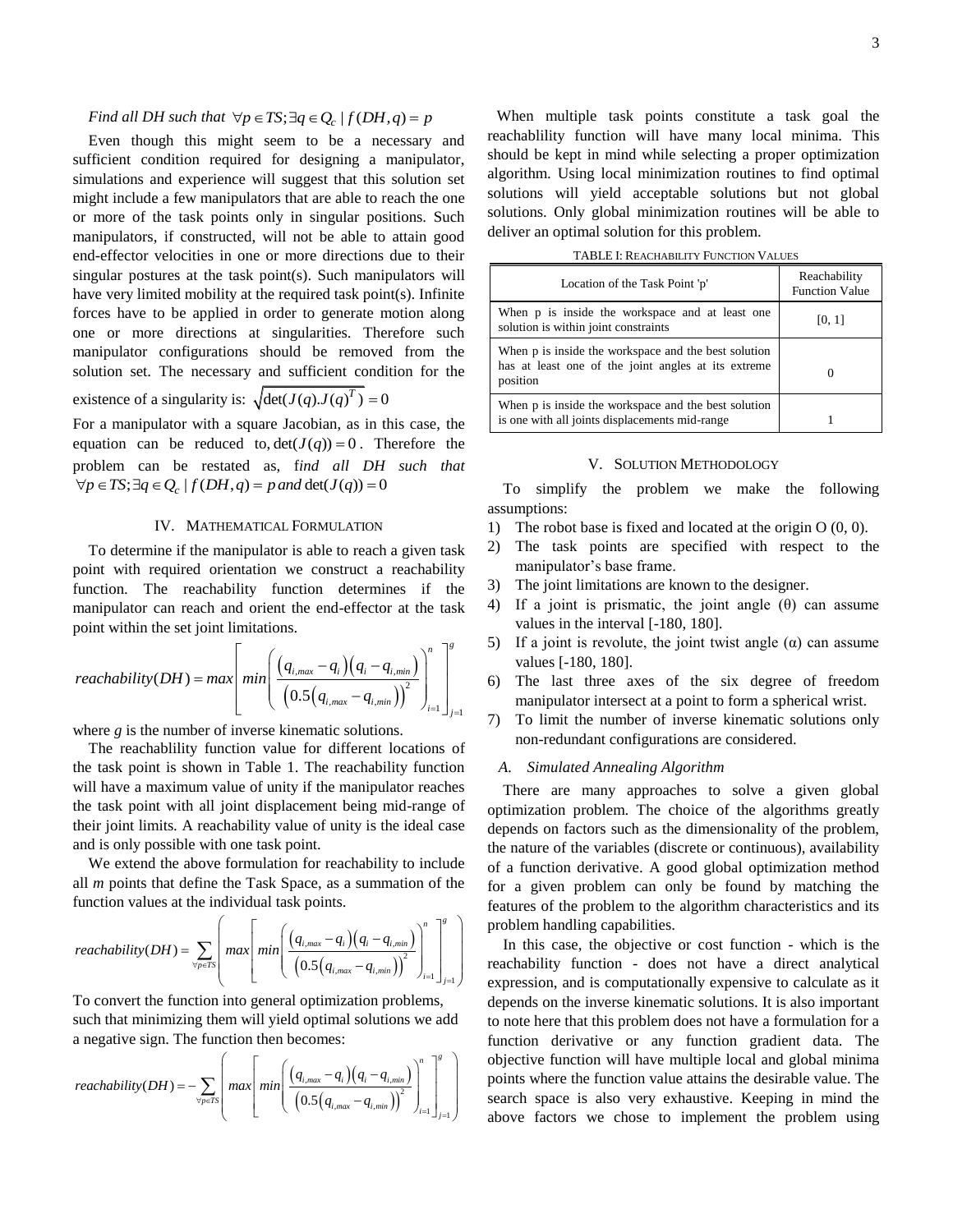*Find all DH such that* $\forall p \in TS; \exists q \in Q_c \mid f(DH, q) = p$

Even though this might seem to be a necessary and sufficient condition required for designing a manipulator, simulations and experience will suggest that this solution set might include a few manipulators that are able to reach the one or more of the task points only in singular positions. Such manipulators, if constructed, will not be able to attain good end-effector velocities in one or more directions due to their singular postures at the task point(s). Such manipulators will have very limited mobility at the required task point(s). Infinite forces have to be applied in order to generate motion along one or more directions at singularities. Therefore such manipulator configurations should be removed from the solution set. The necessary and sufficient condition for the existence of a singularity is: $\sqrt{\det(J(q).J(q)^T)} = 0$

For a manipulator with a square Jacobian, as in this case, the equation can be reduced to, $\det(J(q)) = 0$. Therefore the problem can be restated as, f*ind all DH such that* $\forall p \in TS; \exists q \in Q_c \mid f(DH, q) = p \; and \; \det(J(q)) = 0$

## IV. Mathematical Formulation

To determine if the manipulator is able to reach a given task point with required orientation we construct a reachability function. The reachability function determines if the manipulator can reach and orient the end-effector at the task point within the set joint limitations.

$$reachability(DH) = max\left[ min\left( \frac{\left(q_{i,max} - q_i\right)\left(q_i - q_{i,min}\right)}{\left(0.5\left(q_{i,max} - q_{i,min}\right)\right)^2} \right)_{i=1}^{n} \right]_{j=1}^{g}$$

where *g* is the number of inverse kinematic solutions.

The reachablility function value for different locations of the task point is shown in Table 1. The reachability function will have a maximum value of unity if the manipulator reaches the task point with all joint displacement being mid-range of their joint limits. A reachability value of unity is the ideal case and is only possible with one task point.

We extend the above formulation for reachability to include all *m* points that define the Task Space, as a summation of the function values at the individual task points.

$$reachability(DH) = \sum_{\forall p \in TS} \left( max\left[ min\left( \frac{\left(q_{i,max} - q_i\right)\left(q_i - q_{i,min}\right)}{\left(0.5\left(q_{i,max} - q_{i,min}\right)\right)^2} \right)_{i=1}^{n} \right]_{j=1}^{g} \right)$$

To convert the function into general optimization problems, such that minimizing them will yield optimal solutions we add a negative sign. The function then becomes:

$$reachability(DH) = -\sum_{\forall p \in TS} \left( max\left[ min\left( \frac{\left(q_{i,max} - q_i\right)\left(q_i - q_{i,min}\right)}{\left(0.5\left(q_{i,max} - q_{i,min}\right)\right)^2} \right)_{i=1}^{n} \right]_{j=1}^{g} \right)$$

When multiple task points constitute a task goal the reachablility function will have many local minima. This should be kept in mind while selecting a proper optimization algorithm. Using local minimization routines to find optimal solutions will yield acceptable solutions but not global solutions. Only global minimization routines will be able to deliver an optimal solution for this problem.

TABLE I: Reachability Function Values

| Location of the Task Point 'p' | Reachability Function Value |
|---|---|
| When p is inside the workspace and at least one solution is within joint constraints | [0, 1] |
| When p is inside the workspace and the best solution has at least one of the joint angles at its extreme position | 0 |
| When p is inside the workspace and the best solution is one with all joints displacements mid-range | 1 |

## V. Solution Methodology

To simplify the problem we make the following assumptions:

1) The robot base is fixed and located at the origin O (0, 0).
2) The task points are specified with respect to the manipulator's base frame.
3) The joint limitations are known to the designer.
4) If a joint is prismatic, the joint angle (θ) can assume values in the interval [-180, 180].
5) If a joint is revolute, the joint twist angle (α) can assume values [-180, 180].
6) The last three axes of the six degree of freedom manipulator intersect at a point to form a spherical wrist.
7) To limit the number of inverse kinematic solutions only non-redundant configurations are considered.

### A. Simulated Annealing Algorithm

There are many approaches to solve a given global optimization problem. The choice of the algorithms greatly depends on factors such as the dimensionality of the problem, the nature of the variables (discrete or continuous), availability of a function derivative. A good global optimization method for a given problem can only be found by matching the features of the problem to the algorithm characteristics and its problem handling capabilities.

In this case, the objective or cost function - which is the reachability function - does not have a direct analytical expression, and is computationally expensive to calculate as it depends on the inverse kinematic solutions. It is also important to note here that this problem does not have a formulation for a function derivative or any function gradient data. The objective function will have multiple local and global minima points where the function value attains the desirable value. The search space is also very exhaustive. Keeping in mind the above factors we chose to implement the problem using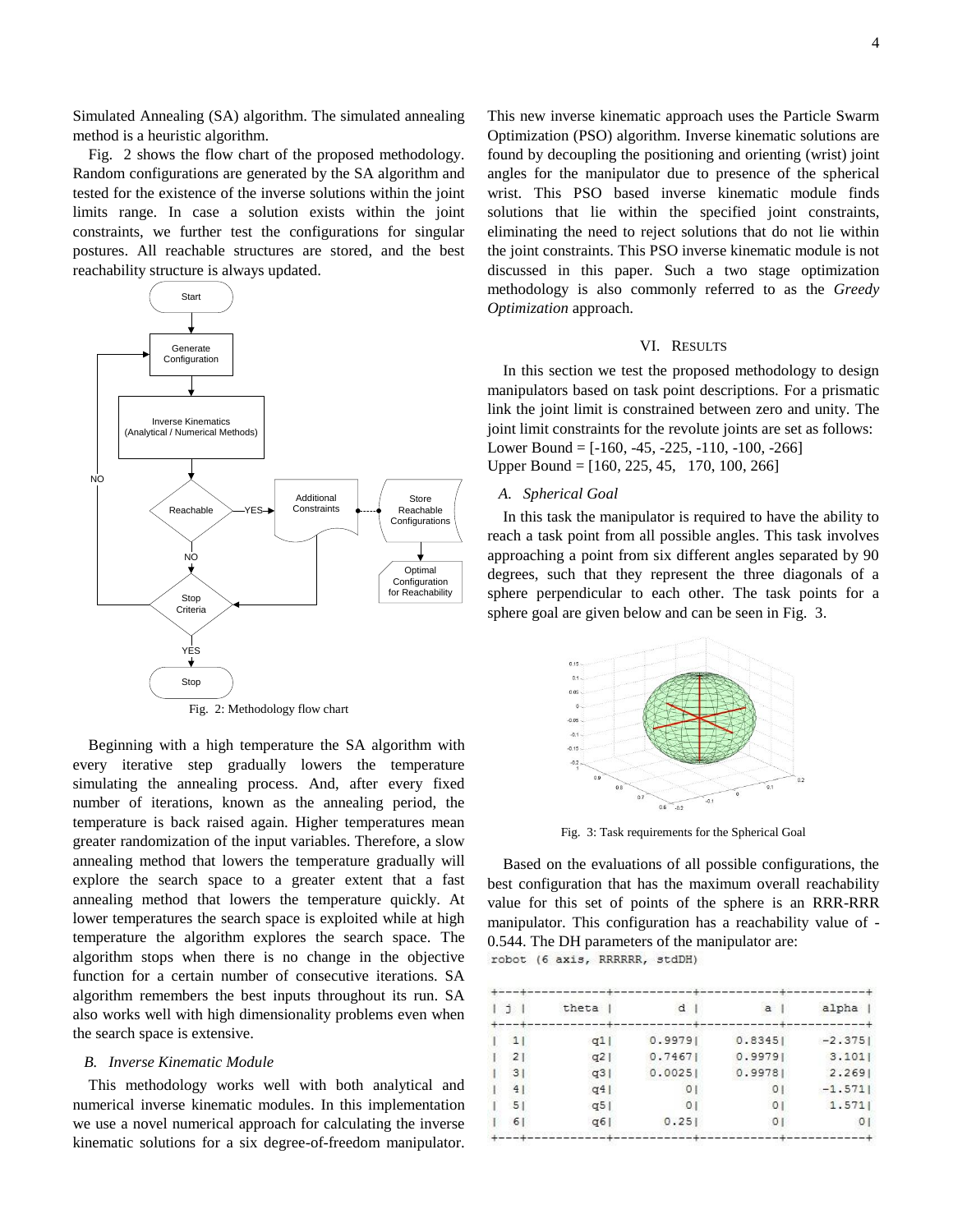Simulated Annealing (SA) algorithm. The simulated annealing method is a heuristic algorithm.

Fig. 2 shows the flow chart of the proposed methodology. Random configurations are generated by the SA algorithm and tested for the existence of the inverse solutions within the joint limits range. In case a solution exists within the joint constraints, we further test the configurations for singular postures. All reachable structures are stored, and the best reachability structure is always updated.

Fig. 2: Methodology flow chart

Beginning with a high temperature the SA algorithm with every iterative step gradually lowers the temperature simulating the annealing process. And, after every fixed number of iterations, known as the annealing period, the temperature is back raised again. Higher temperatures mean greater randomization of the input variables. Therefore, a slow annealing method that lowers the temperature gradually will explore the search space to a greater extent that a fast annealing method that lowers the temperature quickly. At lower temperatures the search space is exploited while at high temperature the algorithm explores the search space. The algorithm stops when there is no change in the objective function for a certain number of consecutive iterations. SA algorithm remembers the best inputs throughout its run. SA also works well with high dimensionality problems even when the search space is extensive.

### *B. Inverse Kinematic Module*

This methodology works well with both analytical and numerical inverse kinematic modules. In this implementation we use a novel numerical approach for calculating the inverse kinematic solutions for a six degree-of-freedom manipulator. This new inverse kinematic approach uses the Particle Swarm Optimization (PSO) algorithm. Inverse kinematic solutions are found by decoupling the positioning and orienting (wrist) joint angles for the manipulator due to presence of the spherical wrist. This PSO based inverse kinematic module finds solutions that lie within the specified joint constraints, eliminating the need to reject solutions that do not lie within the joint constraints. This PSO inverse kinematic module is not discussed in this paper. Such a two stage optimization methodology is also commonly referred to as the *Greedy Optimization* approach.

## VI. Results

In this section we test the proposed methodology to design manipulators based on task point descriptions. For a prismatic link the joint limit is constrained between zero and unity. The joint limit constraints for the revolute joints are set as follows:
Lower Bound = [-160, -45, -225, -110, -100, -266]
Upper Bound = [160, 225, 45, 170, 100, 266]

### *A. Spherical Goal*

In this task the manipulator is required to have the ability to reach a task point from all possible angles. This task involves approaching a point from six different angles separated by 90 degrees, such that they represent the three diagonals of a sphere perpendicular to each other. The task points for a sphere goal are given below and can be seen in Fig. 3.

Fig. 3: Task requirements for the Spherical Goal

Based on the evaluations of all possible configurations, the best configuration that has the maximum overall reachability value for this set of points of the sphere is an RRR-RRR manipulator. This configuration has a reachability value of -0.544. The DH parameters of the manipulator are:

```
robot (6 axis, RRRRRR, stdDH)
```

| j | theta | d | a | alpha |
|---|---|---|---|---|
| 1 | q1 | 0.9979 | 0.8345 | -2.375 |
| 2 | q2 | 0.7467 | 0.9979 | 3.101 |
| 3 | q3 | 0.0025 | 0.9978 | 2.269 |
| 4 | q4 | 0 | 0 | -1.571 |
| 5 | q5 | 0 | 0 | 1.571 |
| 6 | q6 | 0.25 | 0 | 0 |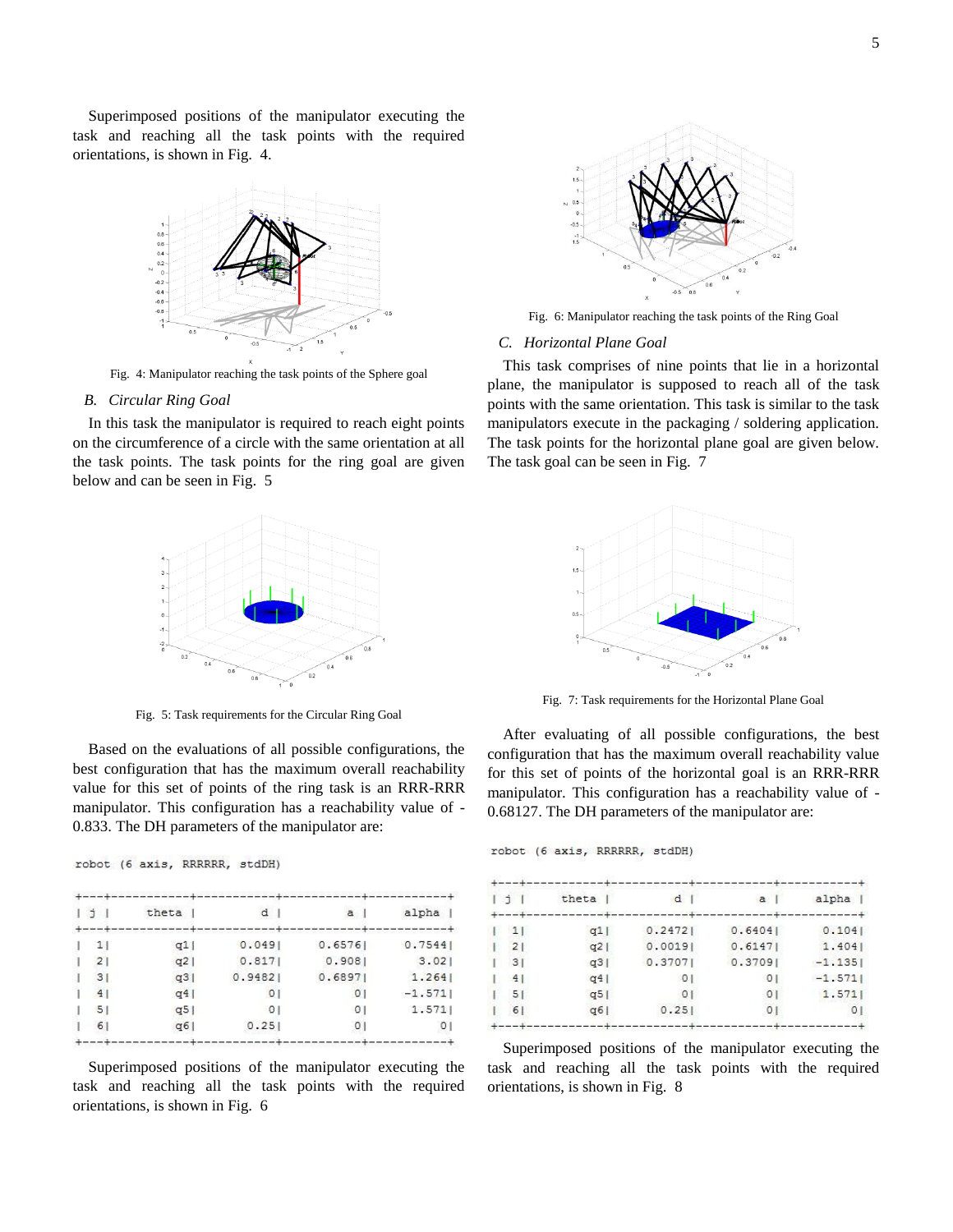Superimposed positions of the manipulator executing the task and reaching all the task points with the required orientations, is shown in Fig. 4.

Fig. 4: Manipulator reaching the task points of the Sphere goal

### B. Circular Ring Goal

In this task the manipulator is required to reach eight points on the circumference of a circle with the same orientation at all the task points. The task points for the ring goal are given below and can be seen in Fig. 5

Fig. 5: Task requirements for the Circular Ring Goal

Based on the evaluations of all possible configurations, the best configuration that has the maximum overall reachability value for this set of points of the ring task is an RRR-RRR manipulator. This configuration has a reachability value of -0.833. The DH parameters of the manipulator are:

```
robot (6 axis, RRRRRR, stdDH)
```

| j | theta | d | a | alpha |
|---|---|---|---|---|
| 1 | q1 | 0.049 | 0.6576 | 0.7544 |
| 2 | q2 | 0.817 | 0.908 | 3.02 |
| 3 | q3 | 0.9482 | 0.6897 | 1.264 |
| 4 | q4 | 0 | 0 | -1.571 |
| 5 | q5 | 0 | 0 | 1.571 |
| 6 | q6 | 0.25 | 0 | 0 |

Superimposed positions of the manipulator executing the task and reaching all the task points with the required orientations, is shown in Fig. 6

Fig. 6: Manipulator reaching the task points of the Ring Goal

### C. Horizontal Plane Goal

This task comprises of nine points that lie in a horizontal plane, the manipulator is supposed to reach all of the task points with the same orientation. This task is similar to the task manipulators execute in the packaging / soldering application. The task points for the horizontal plane goal are given below. The task goal can be seen in Fig. 7

Fig. 7: Task requirements for the Horizontal Plane Goal

After evaluating of all possible configurations, the best configuration that has the maximum overall reachability value for this set of points of the horizontal goal is an RRR-RRR manipulator. This configuration has a reachability value of -0.68127. The DH parameters of the manipulator are:

```
robot (6 axis, RRRRRR, stdDH)
```

| j | theta | d | a | alpha |
|---|---|---|---|---|
| 1 | q1 | 0.2472 | 0.6404 | 0.104 |
| 2 | q2 | 0.0019 | 0.6147 | 1.404 |
| 3 | q3 | 0.3707 | 0.3709 | -1.135 |
| 4 | q4 | 0 | 0 | -1.571 |
| 5 | q5 | 0 | 0 | 1.571 |
| 6 | q6 | 0.25 | 0 | 0 |

Superimposed positions of the manipulator executing the task and reaching all the task points with the required orientations, is shown in Fig. 8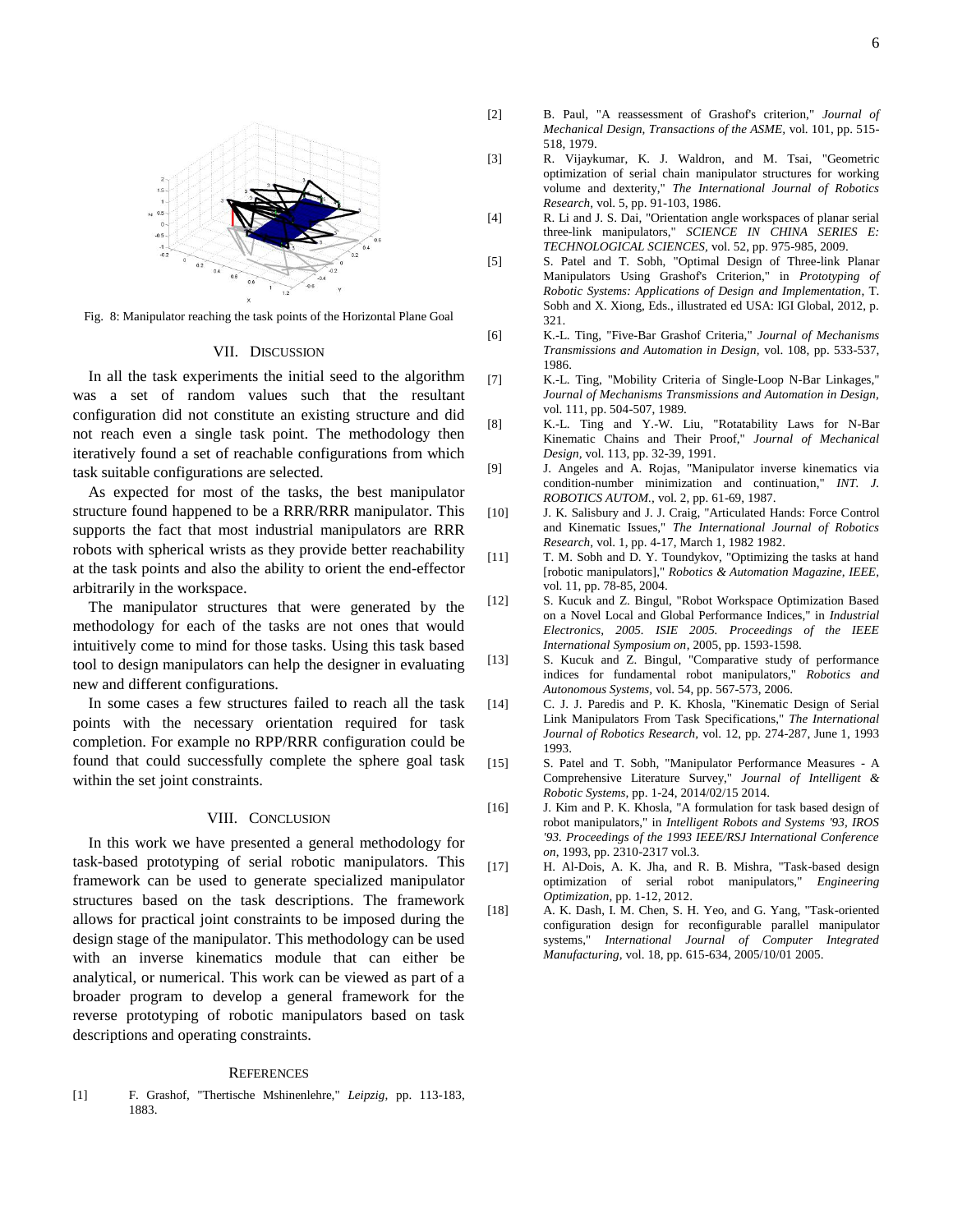Fig. 8: Manipulator reaching the task points of the Horizontal Plane Goal

## VII. Discussion

In all the task experiments the initial seed to the algorithm was a set of random values such that the resultant configuration did not constitute an existing structure and did not reach even a single task point. The methodology then iteratively found a set of reachable configurations from which task suitable configurations are selected.

As expected for most of the tasks, the best manipulator structure found happened to be a RRR/RRR manipulator. This supports the fact that most industrial manipulators are RRR robots with spherical wrists as they provide better reachability at the task points and also the ability to orient the end-effector arbitrarily in the workspace.

The manipulator structures that were generated by the methodology for each of the tasks are not ones that would intuitively come to mind for those tasks. Using this task based tool to design manipulators can help the designer in evaluating new and different configurations.

In some cases a few structures failed to reach all the task points with the necessary orientation required for task completion. For example no RPP/RRR configuration could be found that could successfully complete the sphere goal task within the set joint constraints.

## VIII. Conclusion

In this work we have presented a general methodology for task-based prototyping of serial robotic manipulators. This framework can be used to generate specialized manipulator structures based on the task descriptions. The framework allows for practical joint constraints to be imposed during the design stage of the manipulator. This methodology can be used with an inverse kinematics module that can either be analytical, or numerical. This work can be viewed as part of a broader program to develop a general framework for the reverse prototyping of robotic manipulators based on task descriptions and operating constraints.

## References

[1] F. Grashof, "Thertische Mshinenlehre," *Leipzig*, pp. 113-183, 1883.

[2] B. Paul, "A reassessment of Grashof's criterion," *Journal of Mechanical Design, Transactions of the ASME*, vol. 101, pp. 515-518, 1979.

[3] R. Vijaykumar, K. J. Waldron, and M. Tsai, "Geometric optimization of serial chain manipulator structures for working volume and dexterity," *The International Journal of Robotics Research*, vol. 5, pp. 91-103, 1986.

[4] R. Li and J. S. Dai, "Orientation angle workspaces of planar serial three-link manipulators," *SCIENCE IN CHINA SERIES E: TECHNOLOGICAL SCIENCES*, vol. 52, pp. 975-985, 2009.

[5] S. Patel and T. Sobh, "Optimal Design of Three-link Planar Manipulators Using Grashof's Criterion," in *Prototyping of Robotic Systems: Applications of Design and Implementation*, T. Sobh and X. Xiong, Eds., illustrated ed USA: IGI Global, 2012, p. 321.

[6] K.-L. Ting, "Five-Bar Grashof Criteria," *Journal of Mechanisms Transmissions and Automation in Design*, vol. 108, pp. 533-537, 1986.

[7] K.-L. Ting, "Mobility Criteria of Single-Loop N-Bar Linkages," *Journal of Mechanisms Transmissions and Automation in Design*, vol. 111, pp. 504-507, 1989.

[8] K.-L. Ting and Y.-W. Liu, "Rotatability Laws for N-Bar Kinematic Chains and Their Proof," *Journal of Mechanical Design*, vol. 113, pp. 32-39, 1991.

[9] J. Angeles and A. Rojas, "Manipulator inverse kinematics via condition-number minimization and continuation," *INT. J. ROBOTICS AUTOM.*, vol. 2, pp. 61-69, 1987.

[10] J. K. Salisbury and J. J. Craig, "Articulated Hands: Force Control and Kinematic Issues," *The International Journal of Robotics Research*, vol. 1, pp. 4-17, March 1, 1982 1982.

[11] T. M. Sobh and D. Y. Toundykov, "Optimizing the tasks at hand [robotic manipulators]," *Robotics & Automation Magazine, IEEE*, vol. 11, pp. 78-85, 2004.

[12] S. Kucuk and Z. Bingul, "Robot Workspace Optimization Based on a Novel Local and Global Performance Indices," in *Industrial Electronics, 2005. ISIE 2005. Proceedings of the IEEE International Symposium on*, 2005, pp. 1593-1598.

[13] S. Kucuk and Z. Bingul, "Comparative study of performance indices for fundamental robot manipulators," *Robotics and Autonomous Systems*, vol. 54, pp. 567-573, 2006.

[14] C. J. J. Paredis and P. K. Khosla, "Kinematic Design of Serial Link Manipulators From Task Specifications," *The International Journal of Robotics Research*, vol. 12, pp. 274-287, June 1, 1993 1993.

[15] S. Patel and T. Sobh, "Manipulator Performance Measures - A Comprehensive Literature Survey," *Journal of Intelligent & Robotic Systems*, pp. 1-24, 2014/02/15 2014.

[16] J. Kim and P. K. Khosla, "A formulation for task based design of robot manipulators," in *Intelligent Robots and Systems '93, IROS '93. Proceedings of the 1993 IEEE/RSJ International Conference on*, 1993, pp. 2310-2317 vol.3.

[17] H. Al-Dois, A. K. Jha, and R. B. Mishra, "Task-based design optimization of serial robot manipulators," *Engineering Optimization*, pp. 1-12, 2012.

[18] A. K. Dash, I. M. Chen, S. H. Yeo, and G. Yang, "Task-oriented configuration design for reconfigurable parallel manipulator systems," *International Journal of Computer Integrated Manufacturing*, vol. 18, pp. 615-634, 2005/10/01 2005.